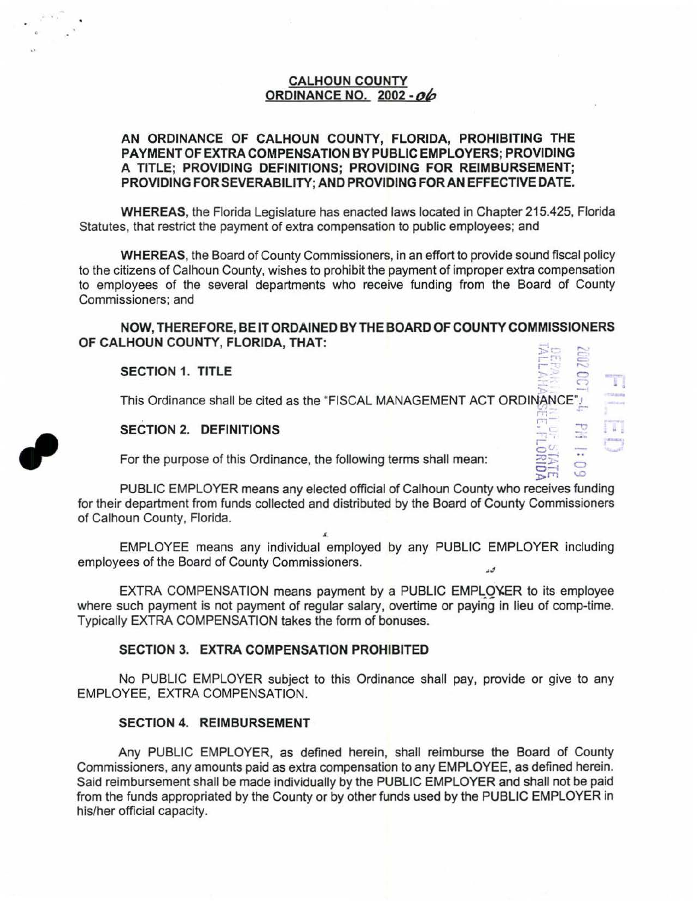**CALHOUN COUNTY**
**ORDINANCE NO. 2002-06**

**AN ORDINANCE OF CALHOUN COUNTY, FLORIDA, PROHIBITING THE PAYMENT OF EXTRA COMPENSATION BY PUBLIC EMPLOYERS; PROVIDING A TITLE; PROVIDING DEFINITIONS; PROVIDING FOR REIMBURSEMENT; PROVIDING FOR SEVERABILITY; AND PROVIDING FOR AN EFFECTIVE DATE.**

**WHEREAS,** the Florida Legislature has enacted laws located in Chapter 215.425, Florida Statutes, that restrict the payment of extra compensation to public employees; and

**WHEREAS,** the Board of County Commissioners, in an effort to provide sound fiscal policy to the citizens of Calhoun County, wishes to prohibit the payment of improper extra compensation to employees of the several departments who receive funding from the Board of County Commissioners; and

**NOW, THEREFORE, BE IT ORDAINED BY THE BOARD OF COUNTY COMMISSIONERS OF CALHOUN COUNTY, FLORIDA, THAT:**

FILED
2002 OCT -4 PM 1:09
DEPARTMENT OF STATE
TALLAHASSEE, FLORIDA

**SECTION 1. TITLE**

This Ordinance shall be cited as the "FISCAL MANAGEMENT ACT ORDINANCE".

**SECTION 2. DEFINITIONS**

For the purpose of this Ordinance, the following terms shall mean:

PUBLIC EMPLOYER means any elected official of Calhoun County who receives funding for their department from funds collected and distributed by the Board of County Commissioners of Calhoun County, Florida.

EMPLOYEE means any individual employed by any PUBLIC EMPLOYER including employees of the Board of County Commissioners.

EXTRA COMPENSATION means payment by a PUBLIC EMPLOYER to its employee where such payment is not payment of regular salary, overtime or paying in lieu of comp-time. Typically EXTRA COMPENSATION takes the form of bonuses.

**SECTION 3. EXTRA COMPENSATION PROHIBITED**

No PUBLIC EMPLOYER subject to this Ordinance shall pay, provide or give to any EMPLOYEE, EXTRA COMPENSATION.

**SECTION 4. REIMBURSEMENT**

Any PUBLIC EMPLOYER, as defined herein, shall reimburse the Board of County Commissioners, any amounts paid as extra compensation to any EMPLOYEE, as defined herein. Said reimbursement shall be made individually by the PUBLIC EMPLOYER and shall not be paid from the funds appropriated by the County or by other funds used by the PUBLIC EMPLOYER in his/her official capacity.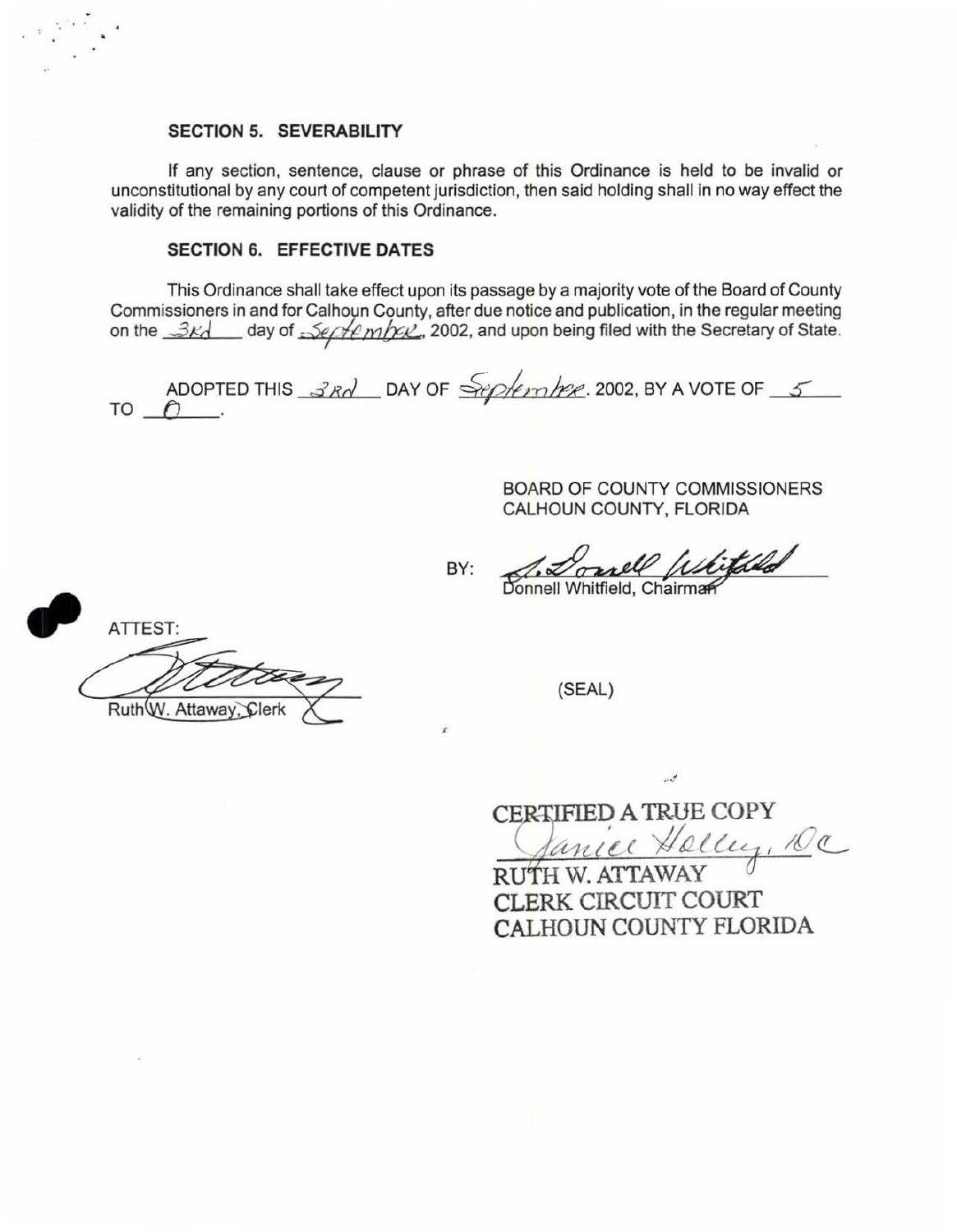### SECTION 5. SEVERABILITY

If any section, sentence, clause or phrase of this Ordinance is held to be invalid or unconstitutional by any court of competent jurisdiction, then said holding shall in no way effect the validity of the remaining portions of this Ordinance.

### SECTION 6. EFFECTIVE DATES

This Ordinance shall take effect upon its passage by a majority vote of the Board of County Commissioners in and for Calhoun County, after due notice and publication, in the regular meeting on the 3rd day of September, 2002, and upon being filed with the Secretary of State.

ADOPTED THIS 3rd DAY OF September. 2002, BY A VOTE OF 5 TO 0.

BOARD OF COUNTY COMMISSIONERS
CALHOUN COUNTY, FLORIDA

BY: Donnell Whitfield
Donnell Whitfield, Chairman

ATTEST:

Ruth W. Attaway, Clerk

(SEAL)

CERTIFIED A TRUE COPY
Janice Holley, DC
RUTH W. ATTAWAY
CLERK CIRCUIT COURT
CALHOUN COUNTY FLORIDA